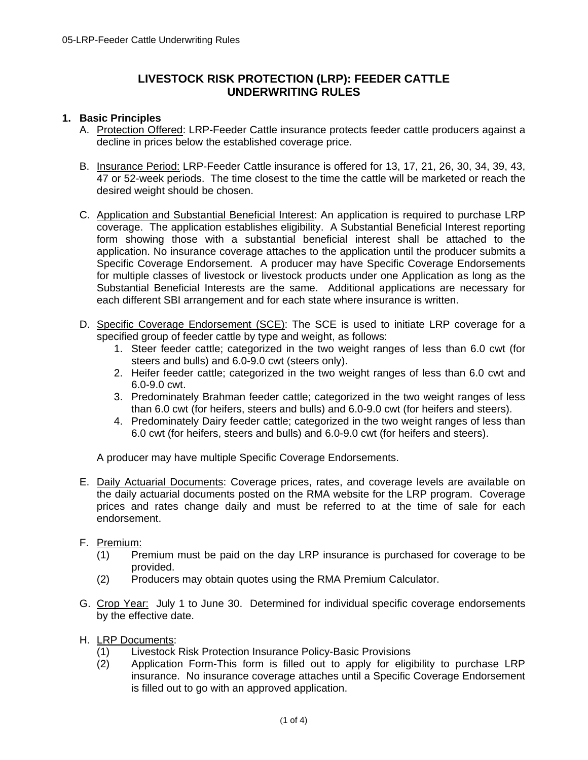# LIVESTOCK RISK PROTECTION (LRP): FEEDER CATTLE UNDERWRITING RULES

## 1. Basic Principles

A. Protection Offered: LRP-Feeder Cattle insurance protects feeder cattle producers against a decline in prices below the established coverage price.

B. Insurance Period: LRP-Feeder Cattle insurance is offered for 13, 17, 21, 26, 30, 34, 39, 43, 47 or 52-week periods. The time closest to the time the cattle will be marketed or reach the desired weight should be chosen.

C. Application and Substantial Beneficial Interest: An application is required to purchase LRP coverage. The application establishes eligibility. A Substantial Beneficial Interest reporting form showing those with a substantial beneficial interest shall be attached to the application. No insurance coverage attaches to the application until the producer submits a Specific Coverage Endorsement. A producer may have Specific Coverage Endorsements for multiple classes of livestock or livestock products under one Application as long as the Substantial Beneficial Interests are the same. Additional applications are necessary for each different SBI arrangement and for each state where insurance is written.

D. Specific Coverage Endorsement (SCE): The SCE is used to initiate LRP coverage for a specified group of feeder cattle by type and weight, as follows:
   1. Steer feeder cattle; categorized in the two weight ranges of less than 6.0 cwt (for steers and bulls) and 6.0-9.0 cwt (steers only).
   2. Heifer feeder cattle; categorized in the two weight ranges of less than 6.0 cwt and 6.0-9.0 cwt.
   3. Predominately Brahman feeder cattle; categorized in the two weight ranges of less than 6.0 cwt (for heifers, steers and bulls) and 6.0-9.0 cwt (for heifers and steers).
   4. Predominately Dairy feeder cattle; categorized in the two weight ranges of less than 6.0 cwt (for heifers, steers and bulls) and 6.0-9.0 cwt (for heifers and steers).

   A producer may have multiple Specific Coverage Endorsements.

E. Daily Actuarial Documents: Coverage prices, rates, and coverage levels are available on the daily actuarial documents posted on the RMA website for the LRP program. Coverage prices and rates change daily and must be referred to at the time of sale for each endorsement.

F. Premium:
   (1) Premium must be paid on the day LRP insurance is purchased for coverage to be provided.
   (2) Producers may obtain quotes using the RMA Premium Calculator.

G. Crop Year: July 1 to June 30. Determined for individual specific coverage endorsements by the effective date.

H. LRP Documents:
   (1) Livestock Risk Protection Insurance Policy-Basic Provisions
   (2) Application Form-This form is filled out to apply for eligibility to purchase LRP insurance. No insurance coverage attaches until a Specific Coverage Endorsement is filled out to go with an approved application.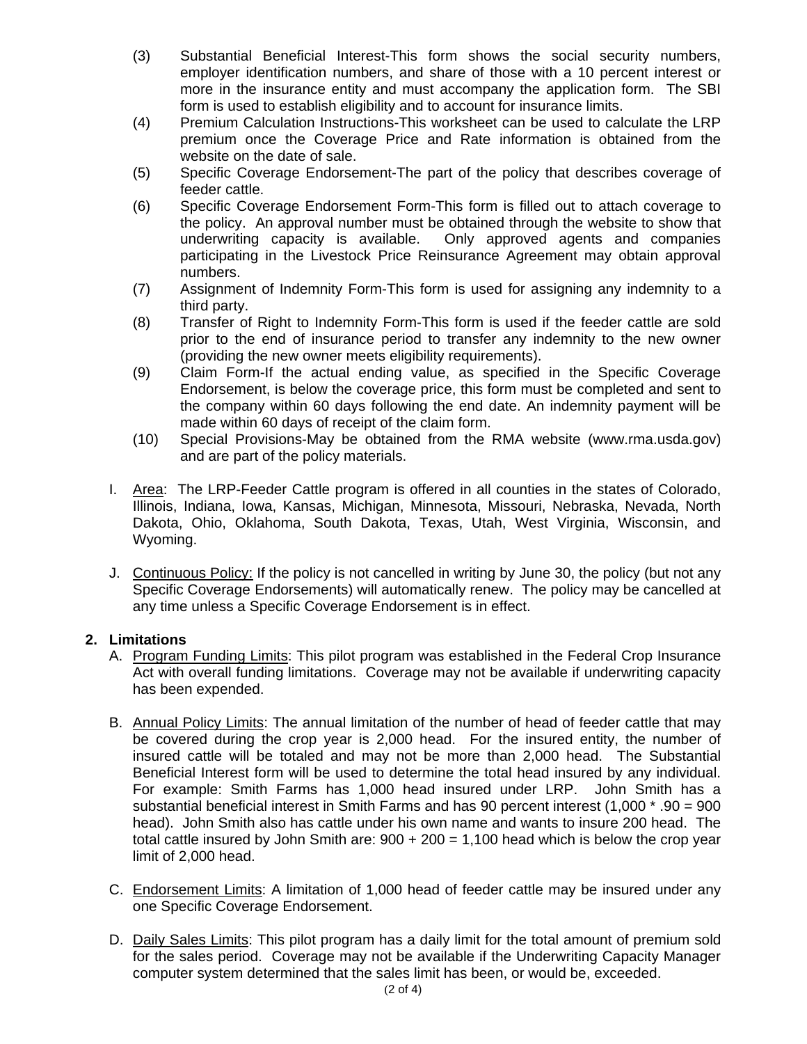(3) Substantial Beneficial Interest-This form shows the social security numbers, employer identification numbers, and share of those with a 10 percent interest or more in the insurance entity and must accompany the application form. The SBI form is used to establish eligibility and to account for insurance limits.

(4) Premium Calculation Instructions-This worksheet can be used to calculate the LRP premium once the Coverage Price and Rate information is obtained from the website on the date of sale.

(5) Specific Coverage Endorsement-The part of the policy that describes coverage of feeder cattle.

(6) Specific Coverage Endorsement Form-This form is filled out to attach coverage to the policy. An approval number must be obtained through the website to show that underwriting capacity is available. Only approved agents and companies participating in the Livestock Price Reinsurance Agreement may obtain approval numbers.

(7) Assignment of Indemnity Form-This form is used for assigning any indemnity to a third party.

(8) Transfer of Right to Indemnity Form-This form is used if the feeder cattle are sold prior to the end of insurance period to transfer any indemnity to the new owner (providing the new owner meets eligibility requirements).

(9) Claim Form-If the actual ending value, as specified in the Specific Coverage Endorsement, is below the coverage price, this form must be completed and sent to the company within 60 days following the end date. An indemnity payment will be made within 60 days of receipt of the claim form.

(10) Special Provisions-May be obtained from the RMA website (www.rma.usda.gov) and are part of the policy materials.

I. Area: The LRP-Feeder Cattle program is offered in all counties in the states of Colorado, Illinois, Indiana, Iowa, Kansas, Michigan, Minnesota, Missouri, Nebraska, Nevada, North Dakota, Ohio, Oklahoma, South Dakota, Texas, Utah, West Virginia, Wisconsin, and Wyoming.

J. Continuous Policy: If the policy is not cancelled in writing by June 30, the policy (but not any Specific Coverage Endorsements) will automatically renew. The policy may be cancelled at any time unless a Specific Coverage Endorsement is in effect.

## 2. Limitations

A. Program Funding Limits: This pilot program was established in the Federal Crop Insurance Act with overall funding limitations. Coverage may not be available if underwriting capacity has been expended.

B. Annual Policy Limits: The annual limitation of the number of head of feeder cattle that may be covered during the crop year is 2,000 head. For the insured entity, the number of insured cattle will be totaled and may not be more than 2,000 head. The Substantial Beneficial Interest form will be used to determine the total head insured by any individual. For example: Smith Farms has 1,000 head insured under LRP. John Smith has a substantial beneficial interest in Smith Farms and has 90 percent interest (1,000 * .90 = 900 head). John Smith also has cattle under his own name and wants to insure 200 head. The total cattle insured by John Smith are: 900 + 200 = 1,100 head which is below the crop year limit of 2,000 head.

C. Endorsement Limits: A limitation of 1,000 head of feeder cattle may be insured under any one Specific Coverage Endorsement.

D. Daily Sales Limits: This pilot program has a daily limit for the total amount of premium sold for the sales period. Coverage may not be available if the Underwriting Capacity Manager computer system determined that the sales limit has been, or would be, exceeded.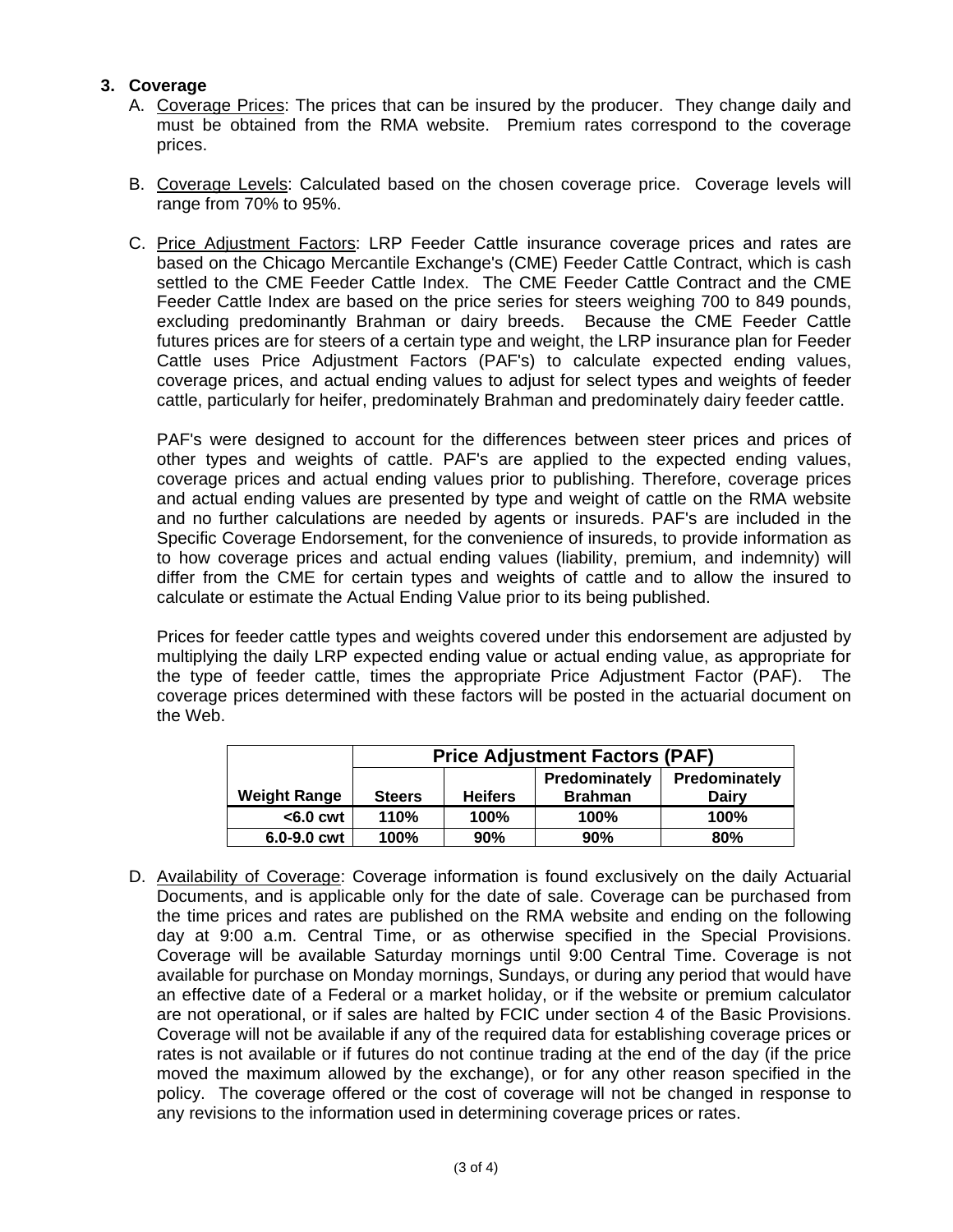### 3. Coverage

A. Coverage Prices: The prices that can be insured by the producer. They change daily and must be obtained from the RMA website. Premium rates correspond to the coverage prices.

B. Coverage Levels: Calculated based on the chosen coverage price. Coverage levels will range from 70% to 95%.

C. Price Adjustment Factors: LRP Feeder Cattle insurance coverage prices and rates are based on the Chicago Mercantile Exchange's (CME) Feeder Cattle Contract, which is cash settled to the CME Feeder Cattle Index. The CME Feeder Cattle Contract and the CME Feeder Cattle Index are based on the price series for steers weighing 700 to 849 pounds, excluding predominantly Brahman or dairy breeds. Because the CME Feeder Cattle futures prices are for steers of a certain type and weight, the LRP insurance plan for Feeder Cattle uses Price Adjustment Factors (PAF's) to calculate expected ending values, coverage prices, and actual ending values to adjust for select types and weights of feeder cattle, particularly for heifer, predominately Brahman and predominately dairy feeder cattle.

   PAF's were designed to account for the differences between steer prices and prices of other types and weights of cattle. PAF's are applied to the expected ending values, coverage prices and actual ending values prior to publishing. Therefore, coverage prices and actual ending values are presented by type and weight of cattle on the RMA website and no further calculations are needed by agents or insureds. PAF's are included in the Specific Coverage Endorsement, for the convenience of insureds, to provide information as to how coverage prices and actual ending values (liability, premium, and indemnity) will differ from the CME for certain types and weights of cattle and to allow the insured to calculate or estimate the Actual Ending Value prior to its being published.

   Prices for feeder cattle types and weights covered under this endorsement are adjusted by multiplying the daily LRP expected ending value or actual ending value, as appropriate for the type of feeder cattle, times the appropriate Price Adjustment Factor (PAF). The coverage prices determined with these factors will be posted in the actuarial document on the Web.

| | **Price Adjustment Factors (PAF)** | | | |
|---|---|---|---|---|
| **Weight Range** | **Steers** | **Heifers** | **Predominately Brahman** | **Predominately Dairy** |
| **<6.0 cwt** | **110%** | **100%** | **100%** | **100%** |
| **6.0-9.0 cwt** | **100%** | **90%** | **90%** | **80%** |

D. Availability of Coverage: Coverage information is found exclusively on the daily Actuarial Documents, and is applicable only for the date of sale. Coverage can be purchased from the time prices and rates are published on the RMA website and ending on the following day at 9:00 a.m. Central Time, or as otherwise specified in the Special Provisions. Coverage will be available Saturday mornings until 9:00 Central Time. Coverage is not available for purchase on Monday mornings, Sundays, or during any period that would have an effective date of a Federal or a market holiday, or if the website or premium calculator are not operational, or if sales are halted by FCIC under section 4 of the Basic Provisions. Coverage will not be available if any of the required data for establishing coverage prices or rates is not available or if futures do not continue trading at the end of the day (if the price moved the maximum allowed by the exchange), or for any other reason specified in the policy. The coverage offered or the cost of coverage will not be changed in response to any revisions to the information used in determining coverage prices or rates.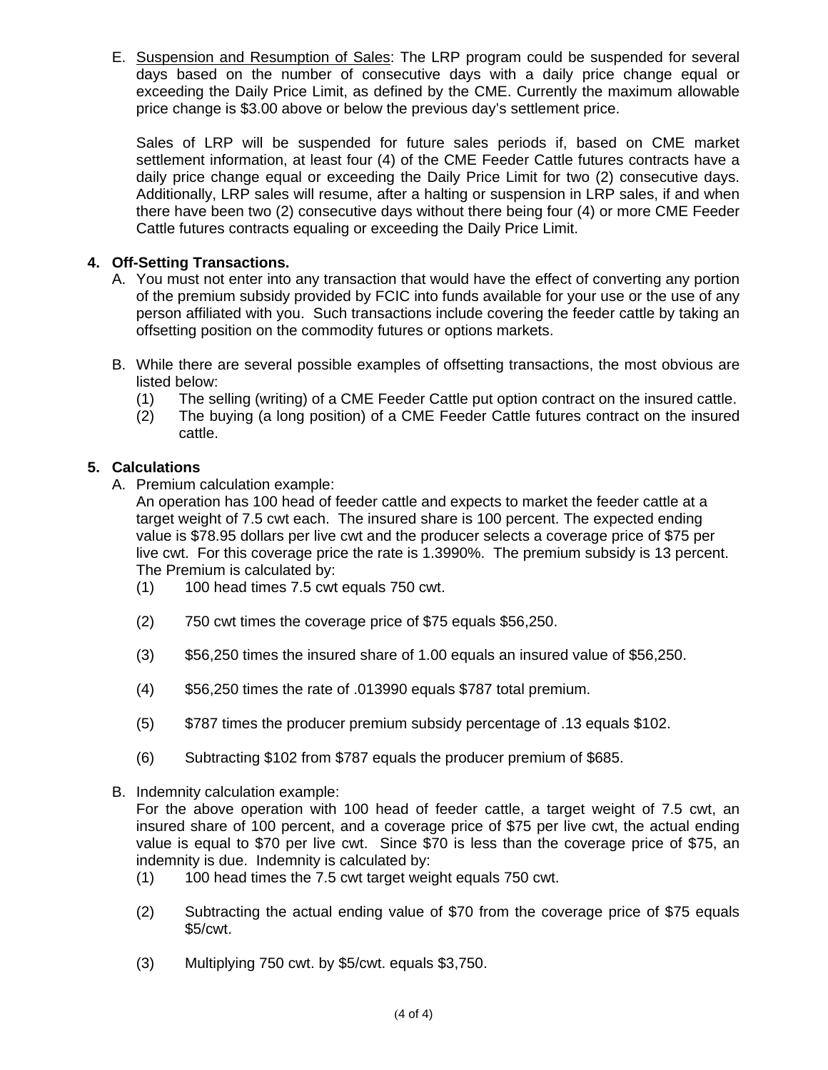E. Suspension and Resumption of Sales: The LRP program could be suspended for several days based on the number of consecutive days with a daily price change equal or exceeding the Daily Price Limit, as defined by the CME. Currently the maximum allowable price change is $3.00 above or below the previous day's settlement price.

   Sales of LRP will be suspended for future sales periods if, based on CME market settlement information, at least four (4) of the CME Feeder Cattle futures contracts have a daily price change equal or exceeding the Daily Price Limit for two (2) consecutive days. Additionally, LRP sales will resume, after a halting or suspension in LRP sales, if and when there have been two (2) consecutive days without there being four (4) or more CME Feeder Cattle futures contracts equaling or exceeding the Daily Price Limit.

## 4. Off-Setting Transactions.

A. You must not enter into any transaction that would have the effect of converting any portion of the premium subsidy provided by FCIC into funds available for your use or the use of any person affiliated with you. Such transactions include covering the feeder cattle by taking an offsetting position on the commodity futures or options markets.

B. While there are several possible examples of offsetting transactions, the most obvious are listed below:
   (1) The selling (writing) of a CME Feeder Cattle put option contract on the insured cattle.
   (2) The buying (a long position) of a CME Feeder Cattle futures contract on the insured cattle.

## 5. Calculations

A. Premium calculation example:
   An operation has 100 head of feeder cattle and expects to market the feeder cattle at a target weight of 7.5 cwt each. The insured share is 100 percent. The expected ending value is $78.95 dollars per live cwt and the producer selects a coverage price of $75 per live cwt. For this coverage price the rate is 1.3990%. The premium subsidy is 13 percent. The Premium is calculated by:
   (1) 100 head times 7.5 cwt equals 750 cwt.
   (2) 750 cwt times the coverage price of $75 equals $56,250.
   (3) $56,250 times the insured share of 1.00 equals an insured value of $56,250.
   (4) $56,250 times the rate of .013990 equals $787 total premium.
   (5) $787 times the producer premium subsidy percentage of .13 equals $102.
   (6) Subtracting $102 from $787 equals the producer premium of $685.

B. Indemnity calculation example:
   For the above operation with 100 head of feeder cattle, a target weight of 7.5 cwt, an insured share of 100 percent, and a coverage price of $75 per live cwt, the actual ending value is equal to $70 per live cwt. Since $70 is less than the coverage price of $75, an indemnity is due. Indemnity is calculated by:
   (1) 100 head times the 7.5 cwt target weight equals 750 cwt.
   (2) Subtracting the actual ending value of $70 from the coverage price of $75 equals $5/cwt.
   (3) Multiplying 750 cwt. by $5/cwt. equals $3,750.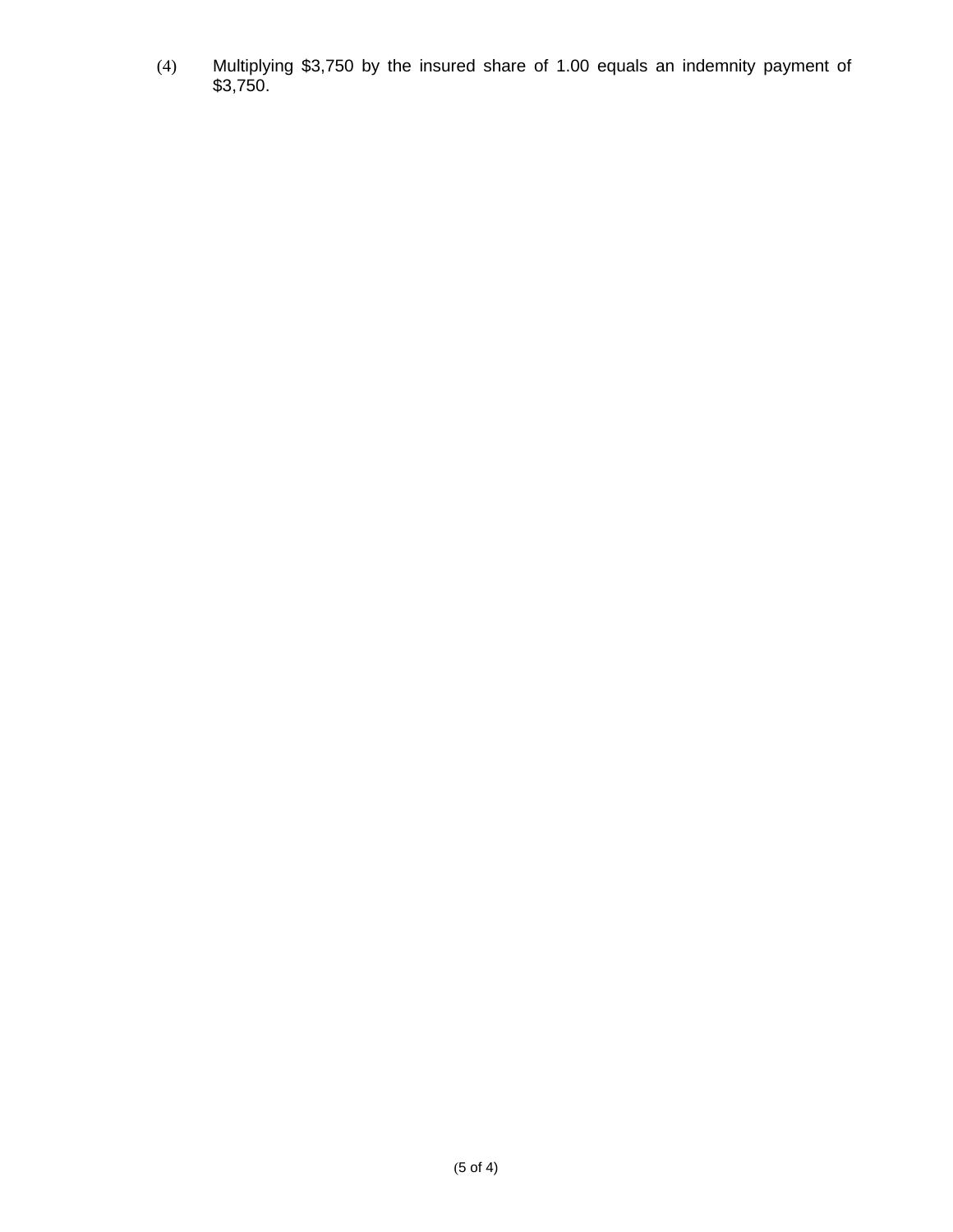(4) Multiplying $3,750 by the insured share of 1.00 equals an indemnity payment of $3,750.